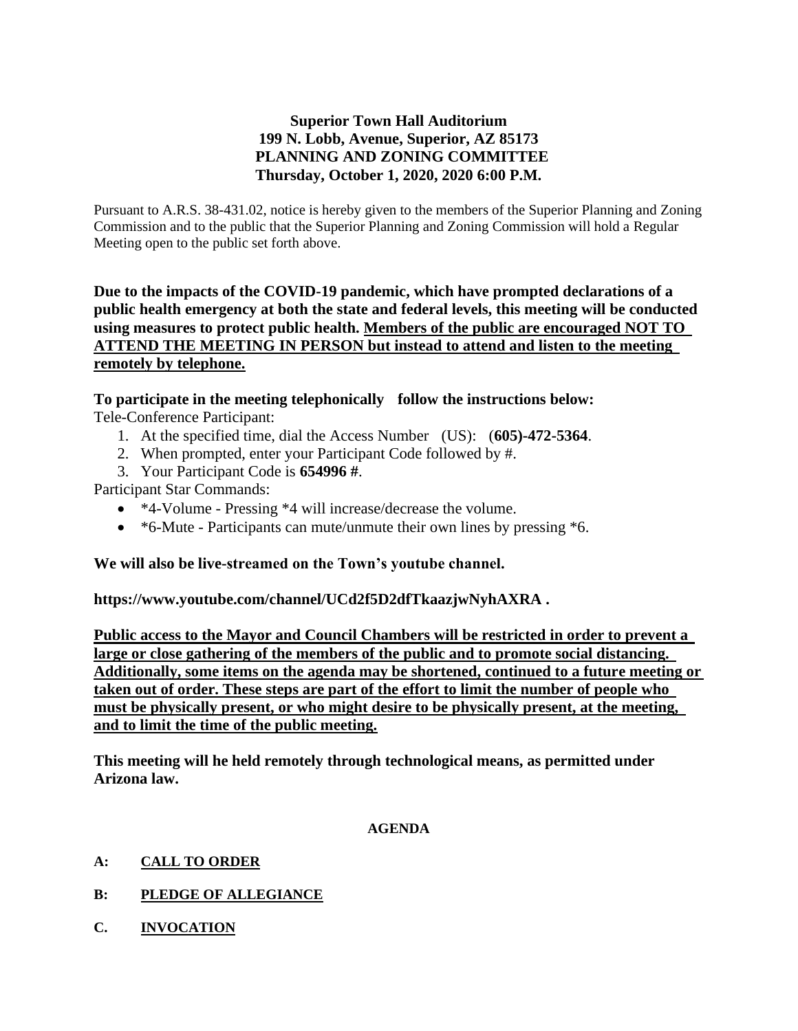**Superior Town Hall Auditorium**
**199 N. Lobb, Avenue, Superior, AZ 85173**
**PLANNING AND ZONING COMMITTEE**
**Thursday, October 1, 2020, 2020 6:00 P.M.**

Pursuant to A.R.S. 38-431.02, notice is hereby given to the members of the Superior Planning and Zoning Commission and to the public that the Superior Planning and Zoning Commission will hold a Regular Meeting open to the public set forth above.

**Due to the impacts of the COVID-19 pandemic, which have prompted declarations of a public health emergency at both the state and federal levels, this meeting will be conducted using measures to protect public health. <u>Members of the public are encouraged NOT TO ATTEND THE MEETING IN PERSON but instead to attend and listen to the meeting remotely by telephone.</u>**

**To participate in the meeting telephonically follow the instructions below:**

Tele-Conference Participant:

1. At the specified time, dial the Access Number (US): (**605)-472-5364**.
2. When prompted, enter your Participant Code followed by #.
3. Your Participant Code is **654996 #**.

Participant Star Commands:

- *4-Volume - Pressing *4 will increase/decrease the volume.
- *6-Mute - Participants can mute/unmute their own lines by pressing *6.

**We will also be live-streamed on the Town's youtube channel.**

**https://www.youtube.com/channel/UCd2f5D2dfTkaazjwNyhAXRA .**

**<u>Public access to the Mayor and Council Chambers will be restricted in order to prevent a large or close gathering of the members of the public and to promote social distancing. Additionally, some items on the agenda may be shortened, continued to a future meeting or taken out of order. These steps are part of the effort to limit the number of people who must be physically present, or who might desire to be physically present, at the meeting, and to limit the time of the public meeting.</u>**

**This meeting will he held remotely through technological means, as permitted under Arizona law.**

**AGENDA**

**A: <u>CALL TO ORDER</u>**

**B: <u>PLEDGE OF ALLEGIANCE</u>**

**C. <u>INVOCATION</u>**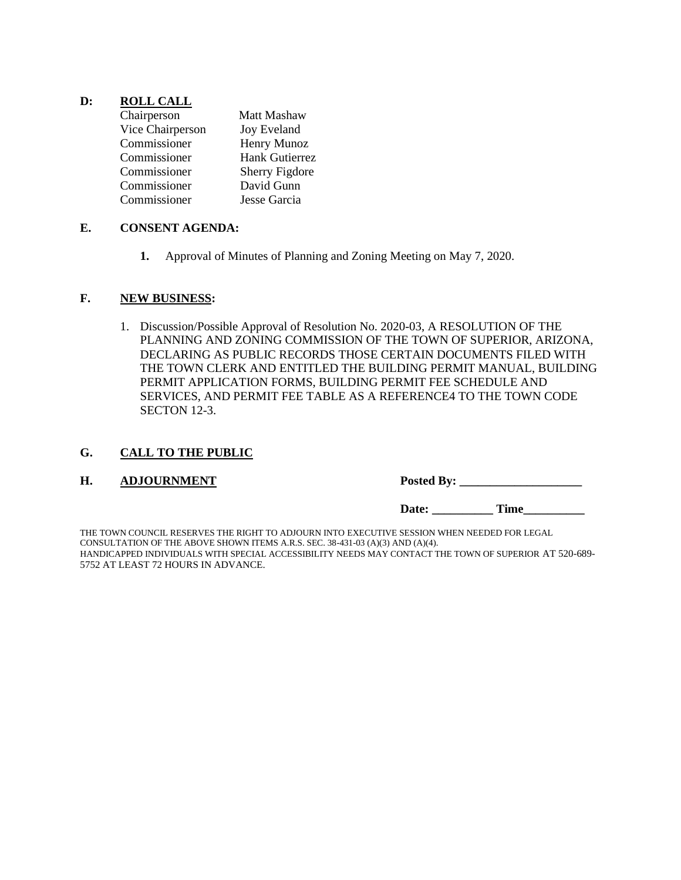## D: ROLL CALL

| | |
|---|---|
| Chairperson | Matt Mashaw |
| Vice Chairperson | Joy Eveland |
| Commissioner | Henry Munoz |
| Commissioner | Hank Gutierrez |
| Commissioner | Sherry Figdore |
| Commissioner | David Gunn |
| Commissioner | Jesse Garcia |

## E. CONSENT AGENDA:

1. Approval of Minutes of Planning and Zoning Meeting on May 7, 2020.

## F. NEW BUSINESS:

1. Discussion/Possible Approval of Resolution No. 2020-03, A RESOLUTION OF THE PLANNING AND ZONING COMMISSION OF THE TOWN OF SUPERIOR, ARIZONA, DECLARING AS PUBLIC RECORDS THOSE CERTAIN DOCUMENTS FILED WITH THE TOWN CLERK AND ENTITLED THE BUILDING PERMIT MANUAL, BUILDING PERMIT APPLICATION FORMS, BUILDING PERMIT FEE SCHEDULE AND SERVICES, AND PERMIT FEE TABLE AS A REFERENCE4 TO THE TOWN CODE SECTON 12-3.

## G. CALL TO THE PUBLIC

## H. ADJOURNMENT

**Posted By: ____________________**

**Date: __________ Time__________**

THE TOWN COUNCIL RESERVES THE RIGHT TO ADJOURN INTO EXECUTIVE SESSION WHEN NEEDED FOR LEGAL CONSULTATION OF THE ABOVE SHOWN ITEMS A.R.S. SEC. 38-431-03 (A)(3) AND (A)(4).
HANDICAPPED INDIVIDUALS WITH SPECIAL ACCESSIBILITY NEEDS MAY CONTACT THE TOWN OF SUPERIOR AT 520-689-5752 AT LEAST 72 HOURS IN ADVANCE.